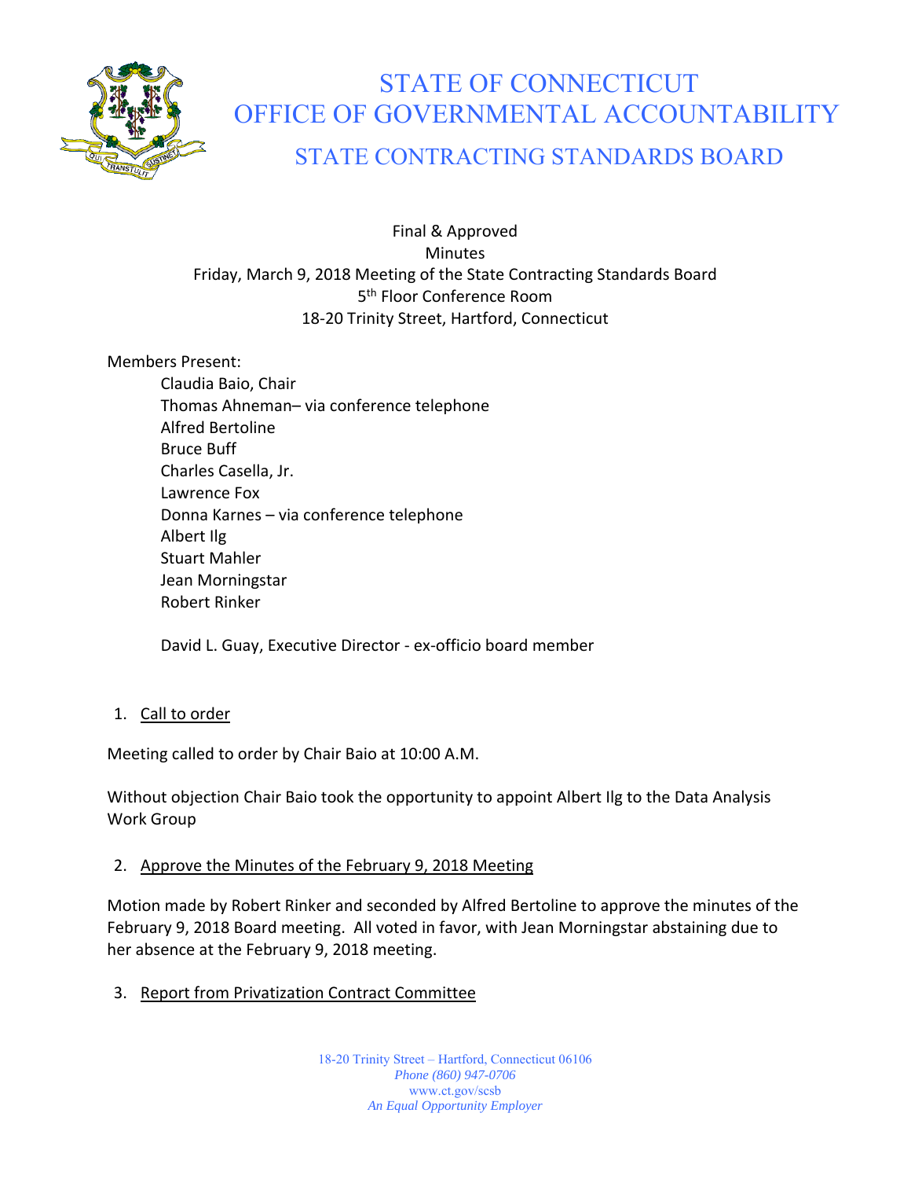# STATE OF CONNECTICUT
# OFFICE OF GOVERNMENTAL ACCOUNTABILITY
## STATE CONTRACTING STANDARDS BOARD

Final & Approved
Minutes
Friday, March 9, 2018 Meeting of the State Contracting Standards Board
5th Floor Conference Room
18-20 Trinity Street, Hartford, Connecticut

Members Present:

- Claudia Baio, Chair
- Thomas Ahneman– via conference telephone
- Alfred Bertoline
- Bruce Buff
- Charles Casella, Jr.
- Lawrence Fox
- Donna Karnes – via conference telephone
- Albert Ilg
- Stuart Mahler
- Jean Morningstar
- Robert Rinker

David L. Guay, Executive Director - ex-officio board member

1. Call to order

Meeting called to order by Chair Baio at 10:00 A.M.

Without objection Chair Baio took the opportunity to appoint Albert Ilg to the Data Analysis Work Group

2. Approve the Minutes of the February 9, 2018 Meeting

Motion made by Robert Rinker and seconded by Alfred Bertoline to approve the minutes of the February 9, 2018 Board meeting. All voted in favor, with Jean Morningstar abstaining due to her absence at the February 9, 2018 meeting.

3. Report from Privatization Contract Committee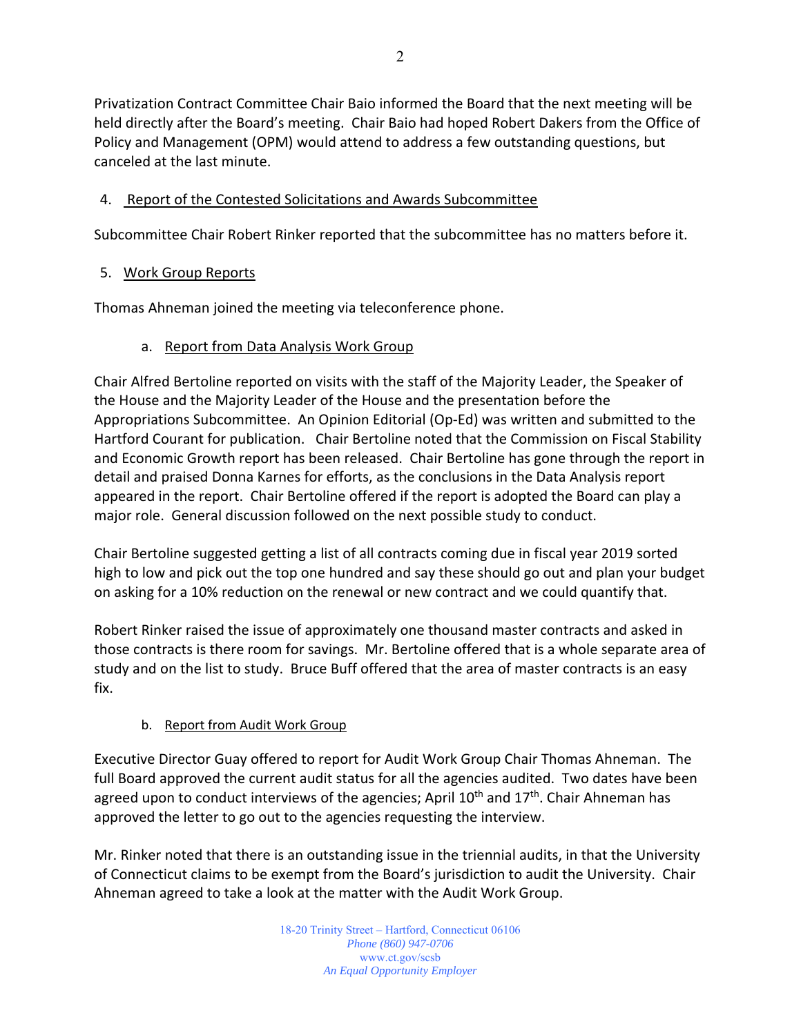Privatization Contract Committee Chair Baio informed the Board that the next meeting will be held directly after the Board's meeting. Chair Baio had hoped Robert Dakers from the Office of Policy and Management (OPM) would attend to address a few outstanding questions, but canceled at the last minute.

4. Report of the Contested Solicitations and Awards Subcommittee

Subcommittee Chair Robert Rinker reported that the subcommittee has no matters before it.

5. Work Group Reports

Thomas Ahneman joined the meeting via teleconference phone.

a. Report from Data Analysis Work Group

Chair Alfred Bertoline reported on visits with the staff of the Majority Leader, the Speaker of the House and the Majority Leader of the House and the presentation before the Appropriations Subcommittee. An Opinion Editorial (Op-Ed) was written and submitted to the Hartford Courant for publication. Chair Bertoline noted that the Commission on Fiscal Stability and Economic Growth report has been released. Chair Bertoline has gone through the report in detail and praised Donna Karnes for efforts, as the conclusions in the Data Analysis report appeared in the report. Chair Bertoline offered if the report is adopted the Board can play a major role. General discussion followed on the next possible study to conduct.

Chair Bertoline suggested getting a list of all contracts coming due in fiscal year 2019 sorted high to low and pick out the top one hundred and say these should go out and plan your budget on asking for a 10% reduction on the renewal or new contract and we could quantify that.

Robert Rinker raised the issue of approximately one thousand master contracts and asked in those contracts is there room for savings. Mr. Bertoline offered that is a whole separate area of study and on the list to study. Bruce Buff offered that the area of master contracts is an easy fix.

b. Report from Audit Work Group

Executive Director Guay offered to report for Audit Work Group Chair Thomas Ahneman. The full Board approved the current audit status for all the agencies audited. Two dates have been agreed upon to conduct interviews of the agencies; April 10th and 17th. Chair Ahneman has approved the letter to go out to the agencies requesting the interview.

Mr. Rinker noted that there is an outstanding issue in the triennial audits, in that the University of Connecticut claims to be exempt from the Board's jurisdiction to audit the University. Chair Ahneman agreed to take a look at the matter with the Audit Work Group.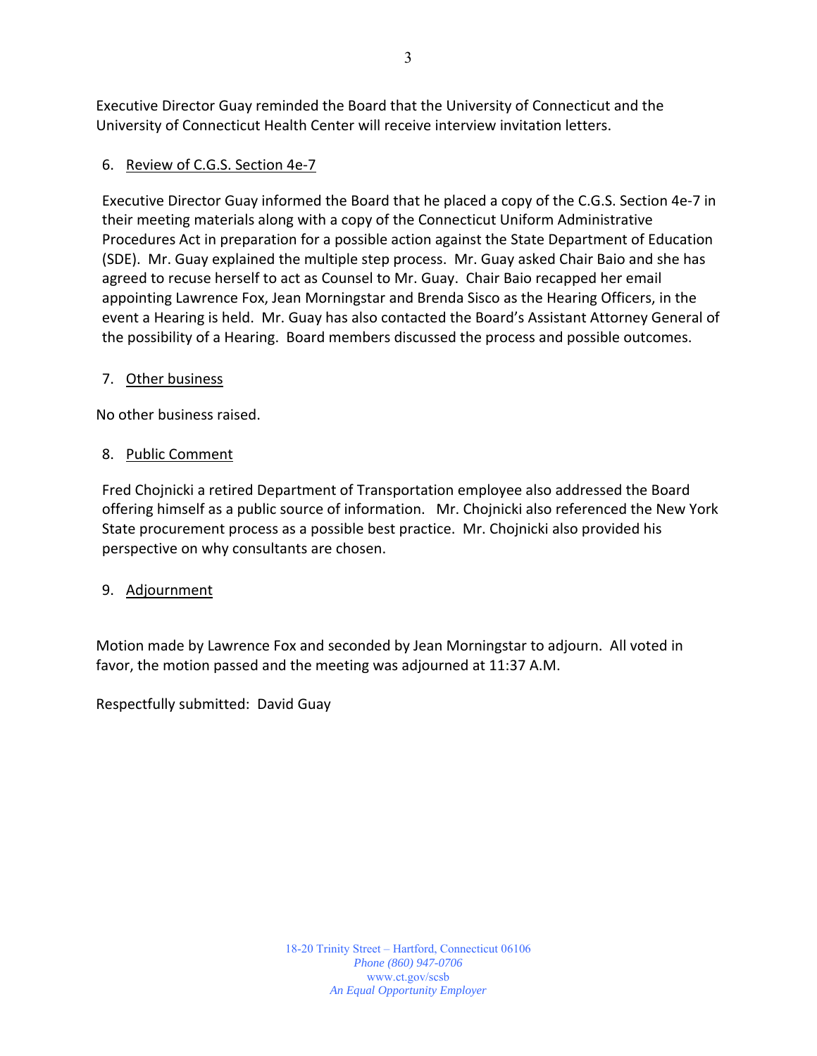Executive Director Guay reminded the Board that the University of Connecticut and the University of Connecticut Health Center will receive interview invitation letters.

6. Review of C.G.S. Section 4e-7

   Executive Director Guay informed the Board that he placed a copy of the C.G.S. Section 4e-7 in their meeting materials along with a copy of the Connecticut Uniform Administrative Procedures Act in preparation for a possible action against the State Department of Education (SDE). Mr. Guay explained the multiple step process. Mr. Guay asked Chair Baio and she has agreed to recuse herself to act as Counsel to Mr. Guay. Chair Baio recapped her email appointing Lawrence Fox, Jean Morningstar and Brenda Sisco as the Hearing Officers, in the event a Hearing is held. Mr. Guay has also contacted the Board's Assistant Attorney General of the possibility of a Hearing. Board members discussed the process and possible outcomes.

7. Other business

No other business raised.

8. Public Comment

   Fred Chojnicki a retired Department of Transportation employee also addressed the Board offering himself as a public source of information. Mr. Chojnicki also referenced the New York State procurement process as a possible best practice. Mr. Chojnicki also provided his perspective on why consultants are chosen.

9. Adjournment

Motion made by Lawrence Fox and seconded by Jean Morningstar to adjourn. All voted in favor, the motion passed and the meeting was adjourned at 11:37 A.M.

Respectfully submitted: David Guay

18-20 Trinity Street – Hartford, Connecticut 06106
*Phone (860) 947-0706*
www.ct.gov/scsb
*An Equal Opportunity Employer*